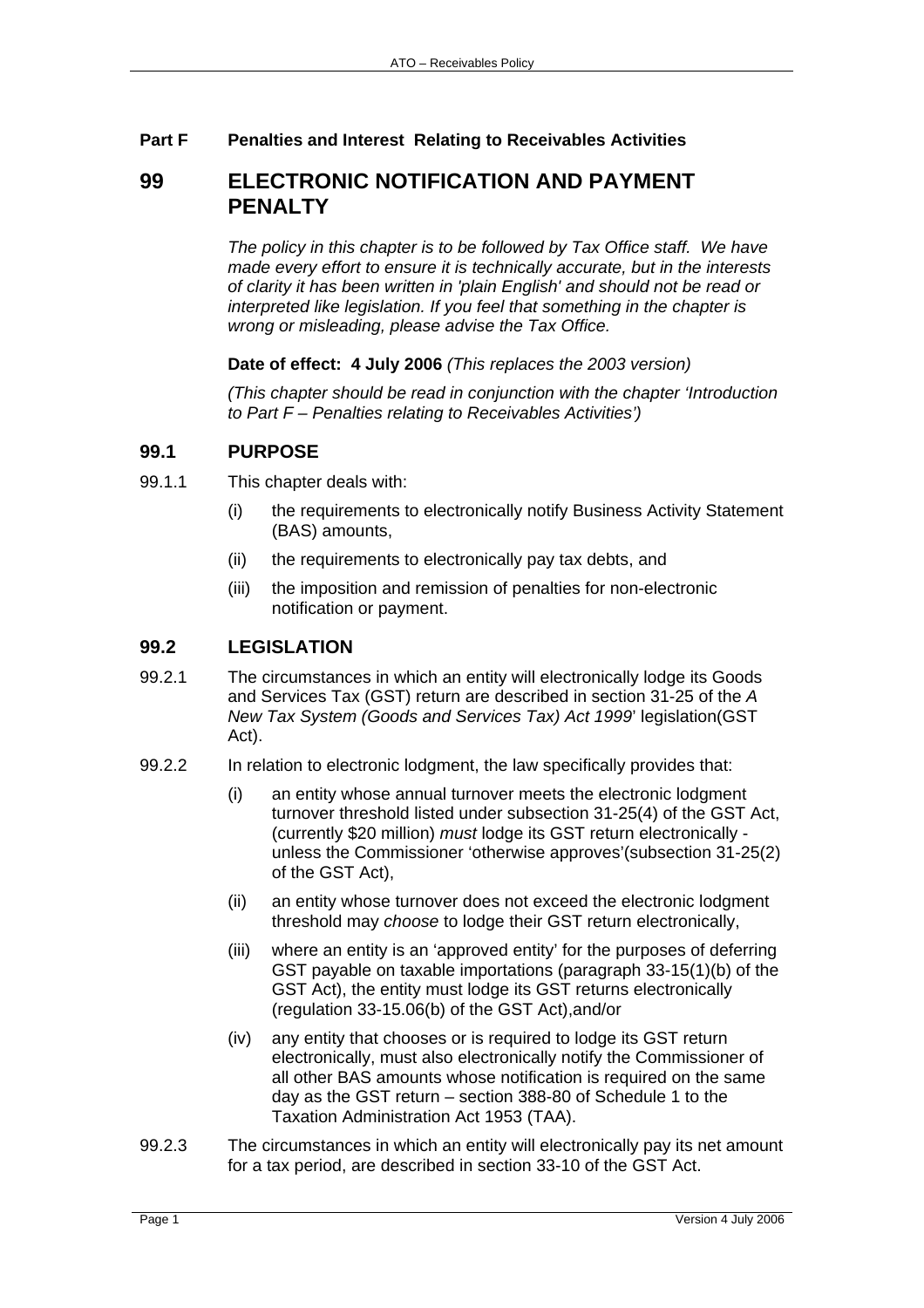**Part F Penalties and Interest Relating to Receivables Activities**

# 99 ELECTRONIC NOTIFICATION AND PAYMENT PENALTY

*The policy in this chapter is to be followed by Tax Office staff. We have made every effort to ensure it is technically accurate, but in the interests of clarity it has been written in 'plain English' and should not be read or interpreted like legislation. If you feel that something in the chapter is wrong or misleading, please advise the Tax Office.*

**Date of effect: 4 July 2006** *(This replaces the 2003 version)*

*(This chapter should be read in conjunction with the chapter 'Introduction to Part F – Penalties relating to Receivables Activities')*

## 99.1 PURPOSE

99.1.1 This chapter deals with:

- (i) the requirements to electronically notify Business Activity Statement (BAS) amounts,
- (ii) the requirements to electronically pay tax debts, and
- (iii) the imposition and remission of penalties for non-electronic notification or payment.

## 99.2 LEGISLATION

99.2.1 The circumstances in which an entity will electronically lodge its Goods and Services Tax (GST) return are described in section 31-25 of the *A New Tax System (Goods and Services Tax) Act 1999*' legislation(GST Act).

99.2.2 In relation to electronic lodgment, the law specifically provides that:

- (i) an entity whose annual turnover meets the electronic lodgment turnover threshold listed under subsection 31-25(4) of the GST Act, (currently $20 million) *must* lodge its GST return electronically - unless the Commissioner 'otherwise approves'(subsection 31-25(2) of the GST Act),
- (ii) an entity whose turnover does not exceed the electronic lodgment threshold may *choose* to lodge their GST return electronically,
- (iii) where an entity is an 'approved entity' for the purposes of deferring GST payable on taxable importations (paragraph 33-15(1)(b) of the GST Act), the entity must lodge its GST returns electronically (regulation 33-15.06(b) of the GST Act),and/or
- (iv) any entity that chooses or is required to lodge its GST return electronically, must also electronically notify the Commissioner of all other BAS amounts whose notification is required on the same day as the GST return – section 388-80 of Schedule 1 to the Taxation Administration Act 1953 (TAA).

99.2.3 The circumstances in which an entity will electronically pay its net amount for a tax period, are described in section 33-10 of the GST Act.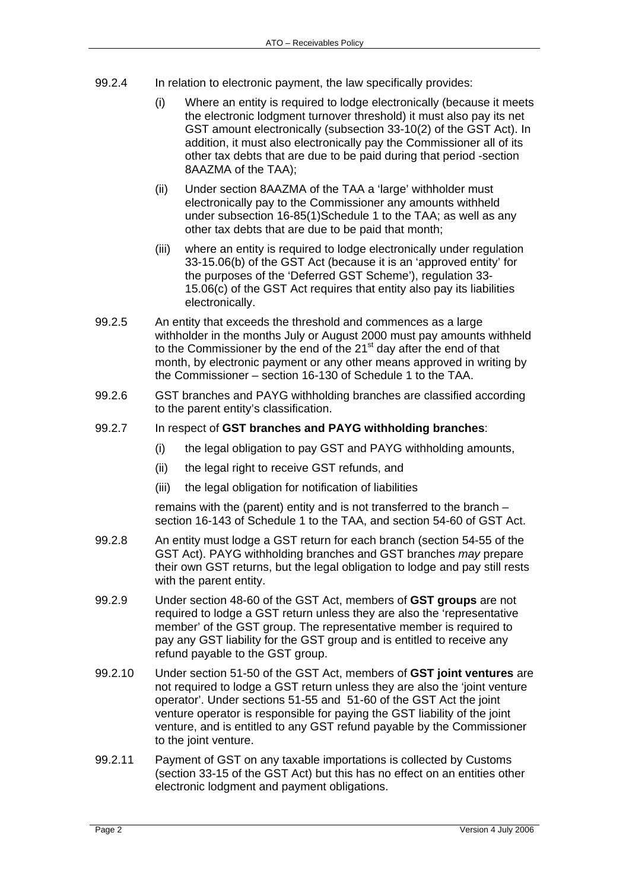99.2.4 In relation to electronic payment, the law specifically provides:

(i) Where an entity is required to lodge electronically (because it meets the electronic lodgment turnover threshold) it must also pay its net GST amount electronically (subsection 33-10(2) of the GST Act). In addition, it must also electronically pay the Commissioner all of its other tax debts that are due to be paid during that period -section 8AAZMA of the TAA);

(ii) Under section 8AAZMA of the TAA a 'large' withholder must electronically pay to the Commissioner any amounts withheld under subsection 16-85(1)Schedule 1 to the TAA; as well as any other tax debts that are due to be paid that month;

(iii) where an entity is required to lodge electronically under regulation 33-15.06(b) of the GST Act (because it is an 'approved entity' for the purposes of the 'Deferred GST Scheme'), regulation 33-15.06(c) of the GST Act requires that entity also pay its liabilities electronically.

99.2.5 An entity that exceeds the threshold and commences as a large withholder in the months July or August 2000 must pay amounts withheld to the Commissioner by the end of the 21st day after the end of that month, by electronic payment or any other means approved in writing by the Commissioner – section 16-130 of Schedule 1 to the TAA.

99.2.6 GST branches and PAYG withholding branches are classified according to the parent entity's classification.

99.2.7 In respect of **GST branches and PAYG withholding branches**:

(i) the legal obligation to pay GST and PAYG withholding amounts,

(ii) the legal right to receive GST refunds, and

(iii) the legal obligation for notification of liabilities

remains with the (parent) entity and is not transferred to the branch – section 16-143 of Schedule 1 to the TAA, and section 54-60 of GST Act.

99.2.8 An entity must lodge a GST return for each branch (section 54-55 of the GST Act). PAYG withholding branches and GST branches *may* prepare their own GST returns, but the legal obligation to lodge and pay still rests with the parent entity.

99.2.9 Under section 48-60 of the GST Act, members of **GST groups** are not required to lodge a GST return unless they are also the 'representative member' of the GST group. The representative member is required to pay any GST liability for the GST group and is entitled to receive any refund payable to the GST group.

99.2.10 Under section 51-50 of the GST Act, members of **GST joint ventures** are not required to lodge a GST return unless they are also the 'joint venture operator'. Under sections 51-55 and 51-60 of the GST Act the joint venture operator is responsible for paying the GST liability of the joint venture, and is entitled to any GST refund payable by the Commissioner to the joint venture.

99.2.11 Payment of GST on any taxable importations is collected by Customs (section 33-15 of the GST Act) but this has no effect on an entities other electronic lodgment and payment obligations.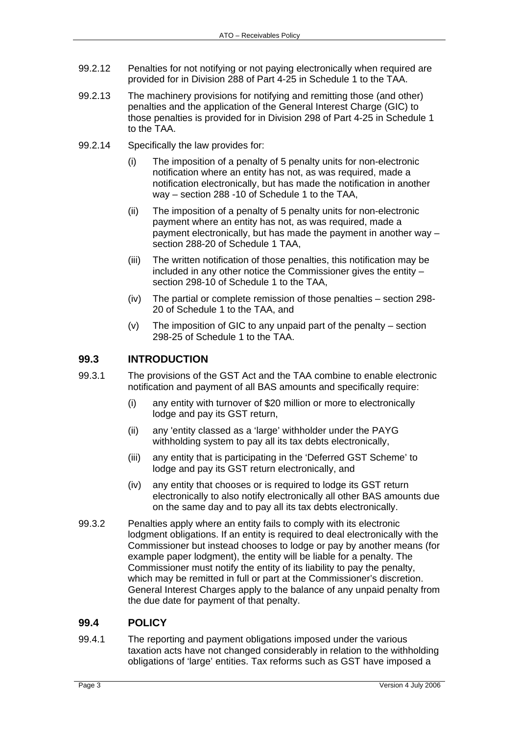99.2.12 Penalties for not notifying or not paying electronically when required are provided for in Division 288 of Part 4-25 in Schedule 1 to the TAA.

99.2.13 The machinery provisions for notifying and remitting those (and other) penalties and the application of the General Interest Charge (GIC) to those penalties is provided for in Division 298 of Part 4-25 in Schedule 1 to the TAA.

99.2.14 Specifically the law provides for:

(i) The imposition of a penalty of 5 penalty units for non-electronic notification where an entity has not, as was required, made a notification electronically, but has made the notification in another way – section 288 -10 of Schedule 1 to the TAA,

(ii) The imposition of a penalty of 5 penalty units for non-electronic payment where an entity has not, as was required, made a payment electronically, but has made the payment in another way – section 288-20 of Schedule 1 TAA,

(iii) The written notification of those penalties, this notification may be included in any other notice the Commissioner gives the entity – section 298-10 of Schedule 1 to the TAA,

(iv) The partial or complete remission of those penalties – section 298-20 of Schedule 1 to the TAA, and

(v) The imposition of GIC to any unpaid part of the penalty – section 298-25 of Schedule 1 to the TAA.

## 99.3 INTRODUCTION

99.3.1 The provisions of the GST Act and the TAA combine to enable electronic notification and payment of all BAS amounts and specifically require:

(i) any entity with turnover of $20 million or more to electronically lodge and pay its GST return,

(ii) any 'entity classed as a 'large' withholder under the PAYG withholding system to pay all its tax debts electronically,

(iii) any entity that is participating in the 'Deferred GST Scheme' to lodge and pay its GST return electronically, and

(iv) any entity that chooses or is required to lodge its GST return electronically to also notify electronically all other BAS amounts due on the same day and to pay all its tax debts electronically.

99.3.2 Penalties apply where an entity fails to comply with its electronic lodgment obligations. If an entity is required to deal electronically with the Commissioner but instead chooses to lodge or pay by another means (for example paper lodgment), the entity will be liable for a penalty. The Commissioner must notify the entity of its liability to pay the penalty, which may be remitted in full or part at the Commissioner's discretion. General Interest Charges apply to the balance of any unpaid penalty from the due date for payment of that penalty.

## 99.4 POLICY

99.4.1 The reporting and payment obligations imposed under the various taxation acts have not changed considerably in relation to the withholding obligations of 'large' entities. Tax reforms such as GST have imposed a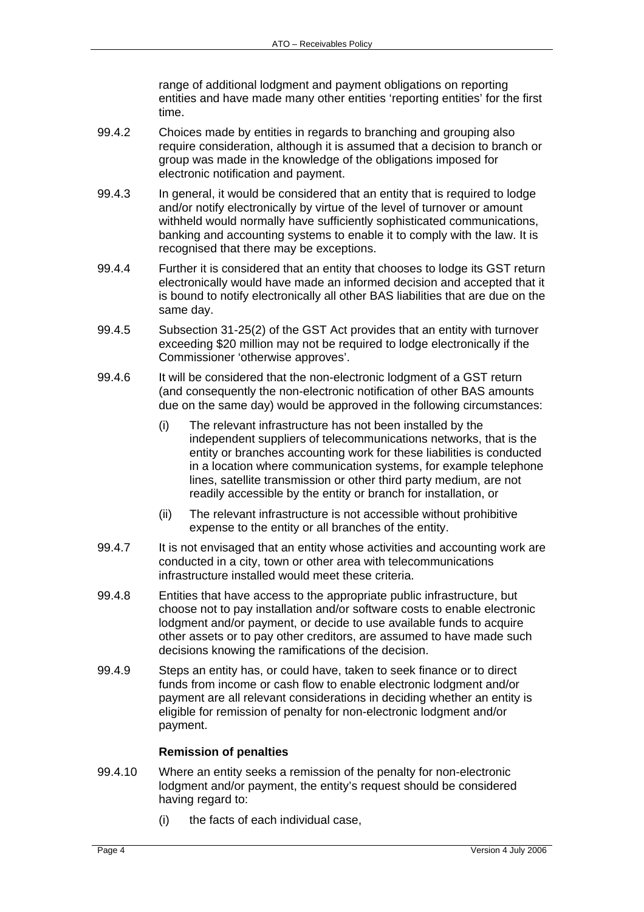range of additional lodgment and payment obligations on reporting entities and have made many other entities 'reporting entities' for the first time.

99.4.2 Choices made by entities in regards to branching and grouping also require consideration, although it is assumed that a decision to branch or group was made in the knowledge of the obligations imposed for electronic notification and payment.

99.4.3 In general, it would be considered that an entity that is required to lodge and/or notify electronically by virtue of the level of turnover or amount withheld would normally have sufficiently sophisticated communications, banking and accounting systems to enable it to comply with the law. It is recognised that there may be exceptions.

99.4.4 Further it is considered that an entity that chooses to lodge its GST return electronically would have made an informed decision and accepted that it is bound to notify electronically all other BAS liabilities that are due on the same day.

99.4.5 Subsection 31-25(2) of the GST Act provides that an entity with turnover exceeding $20 million may not be required to lodge electronically if the Commissioner 'otherwise approves'.

99.4.6 It will be considered that the non-electronic lodgment of a GST return (and consequently the non-electronic notification of other BAS amounts due on the same day) would be approved in the following circumstances:

(i) The relevant infrastructure has not been installed by the independent suppliers of telecommunications networks, that is the entity or branches accounting work for these liabilities is conducted in a location where communication systems, for example telephone lines, satellite transmission or other third party medium, are not readily accessible by the entity or branch for installation, or

(ii) The relevant infrastructure is not accessible without prohibitive expense to the entity or all branches of the entity.

99.4.7 It is not envisaged that an entity whose activities and accounting work are conducted in a city, town or other area with telecommunications infrastructure installed would meet these criteria.

99.4.8 Entities that have access to the appropriate public infrastructure, but choose not to pay installation and/or software costs to enable electronic lodgment and/or payment, or decide to use available funds to acquire other assets or to pay other creditors, are assumed to have made such decisions knowing the ramifications of the decision.

99.4.9 Steps an entity has, or could have, taken to seek finance or to direct funds from income or cash flow to enable electronic lodgment and/or payment are all relevant considerations in deciding whether an entity is eligible for remission of penalty for non-electronic lodgment and/or payment.

**Remission of penalties**

99.4.10 Where an entity seeks a remission of the penalty for non-electronic lodgment and/or payment, the entity's request should be considered having regard to:

(i) the facts of each individual case,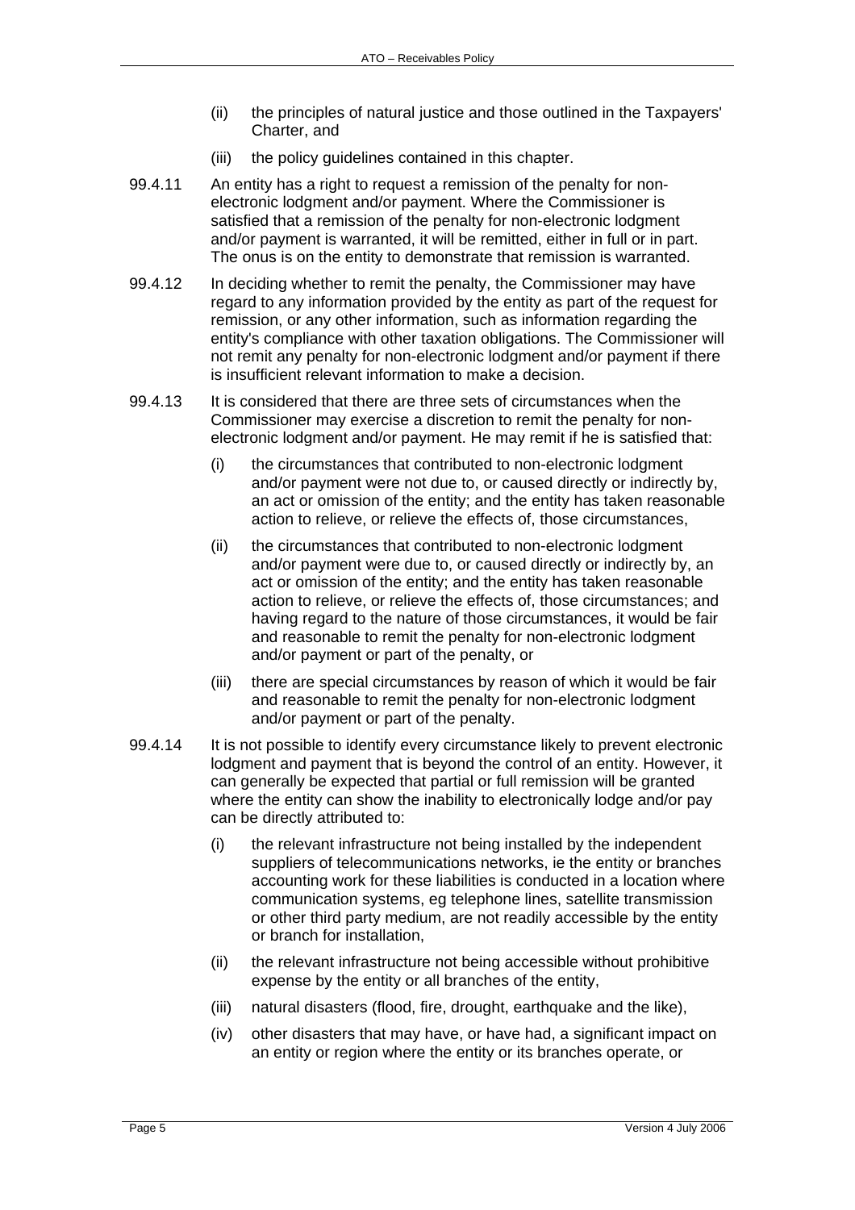(ii) the principles of natural justice and those outlined in the Taxpayers' Charter, and

(iii) the policy guidelines contained in this chapter.

99.4.11 An entity has a right to request a remission of the penalty for non-electronic lodgment and/or payment. Where the Commissioner is satisfied that a remission of the penalty for non-electronic lodgment and/or payment is warranted, it will be remitted, either in full or in part. The onus is on the entity to demonstrate that remission is warranted.

99.4.12 In deciding whether to remit the penalty, the Commissioner may have regard to any information provided by the entity as part of the request for remission, or any other information, such as information regarding the entity's compliance with other taxation obligations. The Commissioner will not remit any penalty for non-electronic lodgment and/or payment if there is insufficient relevant information to make a decision.

99.4.13 It is considered that there are three sets of circumstances when the Commissioner may exercise a discretion to remit the penalty for non-electronic lodgment and/or payment. He may remit if he is satisfied that:

- (i) the circumstances that contributed to non-electronic lodgment and/or payment were not due to, or caused directly or indirectly by, an act or omission of the entity; and the entity has taken reasonable action to relieve, or relieve the effects of, those circumstances,
- (ii) the circumstances that contributed to non-electronic lodgment and/or payment were due to, or caused directly or indirectly by, an act or omission of the entity; and the entity has taken reasonable action to relieve, or relieve the effects of, those circumstances; and having regard to the nature of those circumstances, it would be fair and reasonable to remit the penalty for non-electronic lodgment and/or payment or part of the penalty, or
- (iii) there are special circumstances by reason of which it would be fair and reasonable to remit the penalty for non-electronic lodgment and/or payment or part of the penalty.

99.4.14 It is not possible to identify every circumstance likely to prevent electronic lodgment and payment that is beyond the control of an entity. However, it can generally be expected that partial or full remission will be granted where the entity can show the inability to electronically lodge and/or pay can be directly attributed to:

- (i) the relevant infrastructure not being installed by the independent suppliers of telecommunications networks, ie the entity or branches accounting work for these liabilities is conducted in a location where communication systems, eg telephone lines, satellite transmission or other third party medium, are not readily accessible by the entity or branch for installation,
- (ii) the relevant infrastructure not being accessible without prohibitive expense by the entity or all branches of the entity,
- (iii) natural disasters (flood, fire, drought, earthquake and the like),
- (iv) other disasters that may have, or have had, a significant impact on an entity or region where the entity or its branches operate, or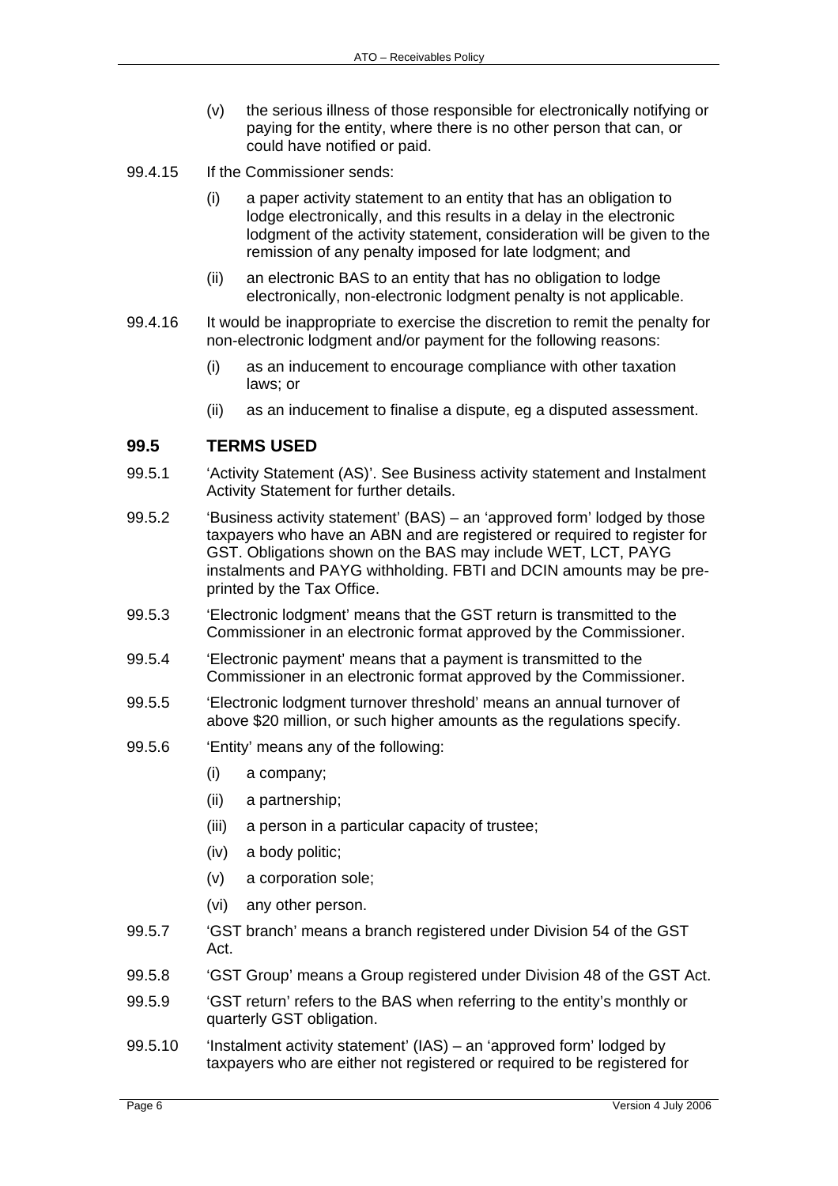(v) the serious illness of those responsible for electronically notifying or paying for the entity, where there is no other person that can, or could have notified or paid.

99.4.15 If the Commissioner sends:

(i) a paper activity statement to an entity that has an obligation to lodge electronically, and this results in a delay in the electronic lodgment of the activity statement, consideration will be given to the remission of any penalty imposed for late lodgment; and

(ii) an electronic BAS to an entity that has no obligation to lodge electronically, non-electronic lodgment penalty is not applicable.

99.4.16 It would be inappropriate to exercise the discretion to remit the penalty for non-electronic lodgment and/or payment for the following reasons:

(i) as an inducement to encourage compliance with other taxation laws; or

(ii) as an inducement to finalise a dispute, eg a disputed assessment.

## 99.5 TERMS USED

99.5.1 'Activity Statement (AS)'. See Business activity statement and Instalment Activity Statement for further details.

99.5.2 'Business activity statement' (BAS) – an 'approved form' lodged by those taxpayers who have an ABN and are registered or required to register for GST. Obligations shown on the BAS may include WET, LCT, PAYG instalments and PAYG withholding. FBTI and DCIN amounts may be pre-printed by the Tax Office.

99.5.3 'Electronic lodgment' means that the GST return is transmitted to the Commissioner in an electronic format approved by the Commissioner.

99.5.4 'Electronic payment' means that a payment is transmitted to the Commissioner in an electronic format approved by the Commissioner.

99.5.5 'Electronic lodgment turnover threshold' means an annual turnover of above $20 million, or such higher amounts as the regulations specify.

99.5.6 'Entity' means any of the following:

(i) a company;

(ii) a partnership;

(iii) a person in a particular capacity of trustee;

(iv) a body politic;

(v) a corporation sole;

(vi) any other person.

99.5.7 'GST branch' means a branch registered under Division 54 of the GST Act.

99.5.8 'GST Group' means a Group registered under Division 48 of the GST Act.

99.5.9 'GST return' refers to the BAS when referring to the entity's monthly or quarterly GST obligation.

99.5.10 'Instalment activity statement' (IAS) – an 'approved form' lodged by taxpayers who are either not registered or required to be registered for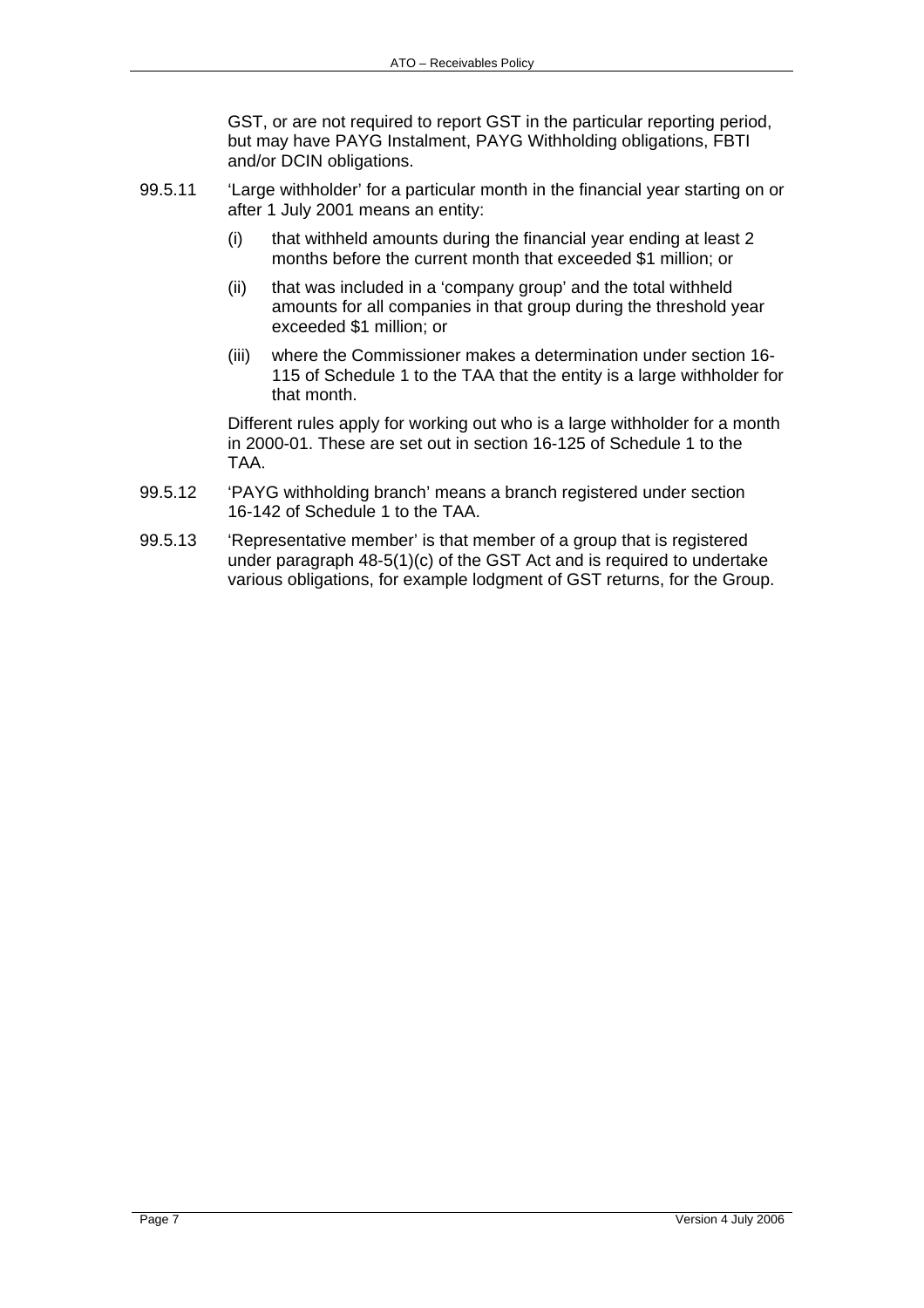GST, or are not required to report GST in the particular reporting period, but may have PAYG Instalment, PAYG Withholding obligations, FBTI and/or DCIN obligations.

99.5.11 'Large withholder' for a particular month in the financial year starting on or after 1 July 2001 means an entity:

(i) that withheld amounts during the financial year ending at least 2 months before the current month that exceeded $1 million; or

(ii) that was included in a 'company group' and the total withheld amounts for all companies in that group during the threshold year exceeded $1 million; or

(iii) where the Commissioner makes a determination under section 16-115 of Schedule 1 to the TAA that the entity is a large withholder for that month.

Different rules apply for working out who is a large withholder for a month in 2000-01. These are set out in section 16-125 of Schedule 1 to the TAA.

99.5.12 'PAYG withholding branch' means a branch registered under section 16-142 of Schedule 1 to the TAA.

99.5.13 'Representative member' is that member of a group that is registered under paragraph 48-5(1)(c) of the GST Act and is required to undertake various obligations, for example lodgment of GST returns, for the Group.